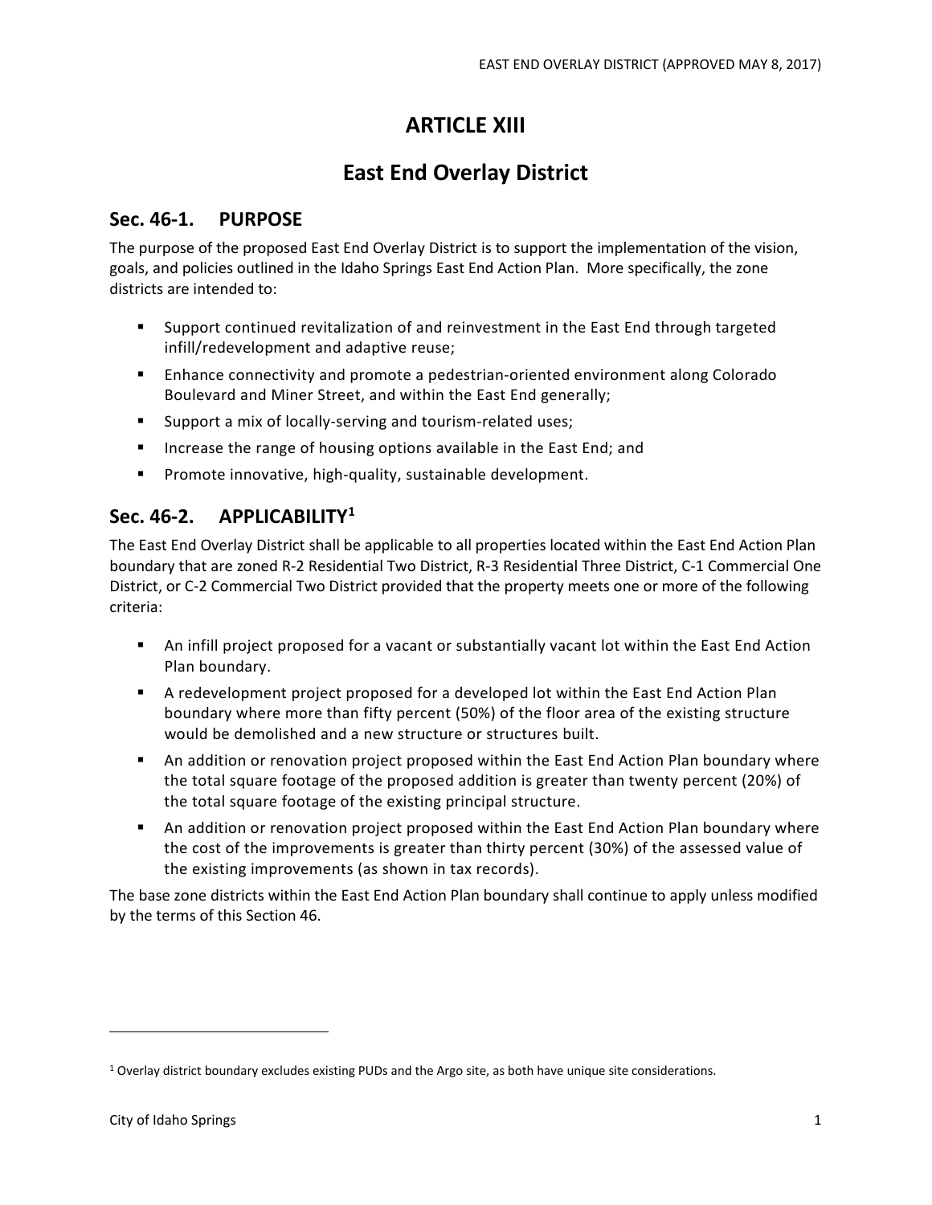# ARTICLE XIII

# East End Overlay District

## Sec. 46-1. PURPOSE

The purpose of the proposed East End Overlay District is to support the implementation of the vision, goals, and policies outlined in the Idaho Springs East End Action Plan. More specifically, the zone districts are intended to:

- Support continued revitalization of and reinvestment in the East End through targeted infill/redevelopment and adaptive reuse;
- Enhance connectivity and promote a pedestrian-oriented environment along Colorado Boulevard and Miner Street, and within the East End generally;
- Support a mix of locally-serving and tourism-related uses;
- Increase the range of housing options available in the East End; and
- Promote innovative, high-quality, sustainable development.

## Sec. 46-2. APPLICABILITY[1]

The East End Overlay District shall be applicable to all properties located within the East End Action Plan boundary that are zoned R-2 Residential Two District, R-3 Residential Three District, C-1 Commercial One District, or C-2 Commercial Two District provided that the property meets one or more of the following criteria:

- An infill project proposed for a vacant or substantially vacant lot within the East End Action Plan boundary.
- A redevelopment project proposed for a developed lot within the East End Action Plan boundary where more than fifty percent (50%) of the floor area of the existing structure would be demolished and a new structure or structures built.
- An addition or renovation project proposed within the East End Action Plan boundary where the total square footage of the proposed addition is greater than twenty percent (20%) of the total square footage of the existing principal structure.
- An addition or renovation project proposed within the East End Action Plan boundary where the cost of the improvements is greater than thirty percent (30%) of the assessed value of the existing improvements (as shown in tax records).

The base zone districts within the East End Action Plan boundary shall continue to apply unless modified by the terms of this Section 46.

[1] Overlay district boundary excludes existing PUDs and the Argo site, as both have unique site considerations.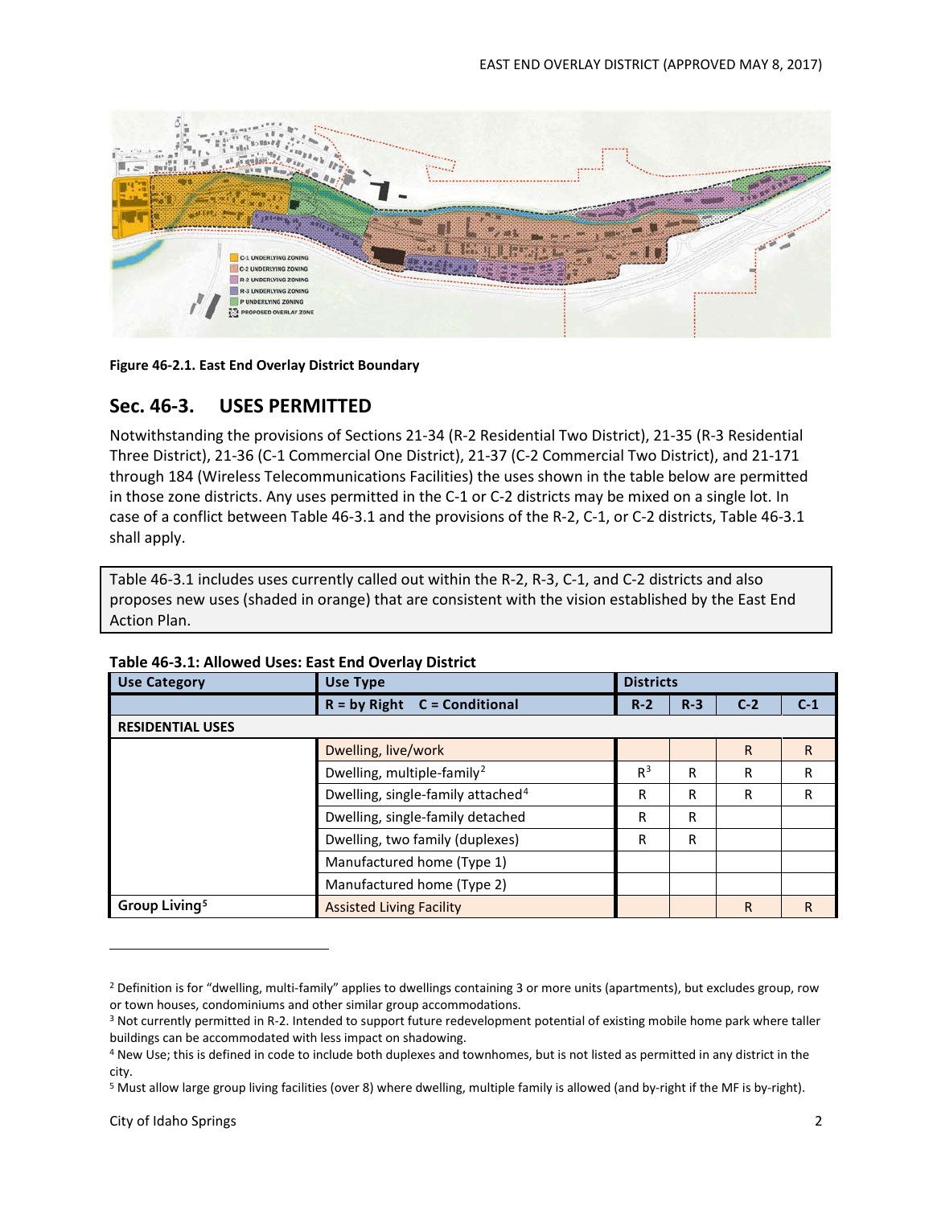**Figure 46-2.1. East End Overlay District Boundary**

## Sec. 46-3. USES PERMITTED

Notwithstanding the provisions of Sections 21-34 (R-2 Residential Two District), 21-35 (R-3 Residential Three District), 21-36 (C-1 Commercial One District), 21-37 (C-2 Commercial Two District), and 21-171 through 184 (Wireless Telecommunications Facilities) the uses shown in the table below are permitted in those zone districts. Any uses permitted in the C-1 or C-2 districts may be mixed on a single lot. In case of a conflict between Table 46-3.1 and the provisions of the R-2, C-1, or C-2 districts, Table 46-3.1 shall apply.

> Table 46-3.1 includes uses currently called out within the R-2, R-3, C-1, and C-2 districts and also proposes new uses (shaded in orange) that are consistent with the vision established by the East End Action Plan.

**Table 46-3.1: Allowed Uses: East End Overlay District**

| Use Category | Use Type | Districts | | | |
|---|---|---|---|---|---|
| | R = by Right   C = Conditional | R-2 | R-3 | C-2 | C-1 |
| **RESIDENTIAL USES** | | | | | |
| | Dwelling, live/work | | | R | R |
| | Dwelling, multiple-family[2] | R[3] | R | R | R |
| | Dwelling, single-family attached[4] | R | R | R | R |
| | Dwelling, single-family detached | R | R | | |
| | Dwelling, two family (duplexes) | R | R | | |
| | Manufactured home (Type 1) | | | | |
| | Manufactured home (Type 2) | | | | |
| Group Living[5] | Assisted Living Facility | | | R | R |

[2] Definition is for "dwelling, multi-family" applies to dwellings containing 3 or more units (apartments), but excludes group, row or town houses, condominiums and other similar group accommodations.

[3] Not currently permitted in R-2. Intended to support future redevelopment potential of existing mobile home park where taller buildings can be accommodated with less impact on shadowing.

[4] New Use; this is defined in code to include both duplexes and townhomes, but is not listed as permitted in any district in the city.

[5] Must allow large group living facilities (over 8) where dwelling, multiple family is allowed (and by-right if the MF is by-right).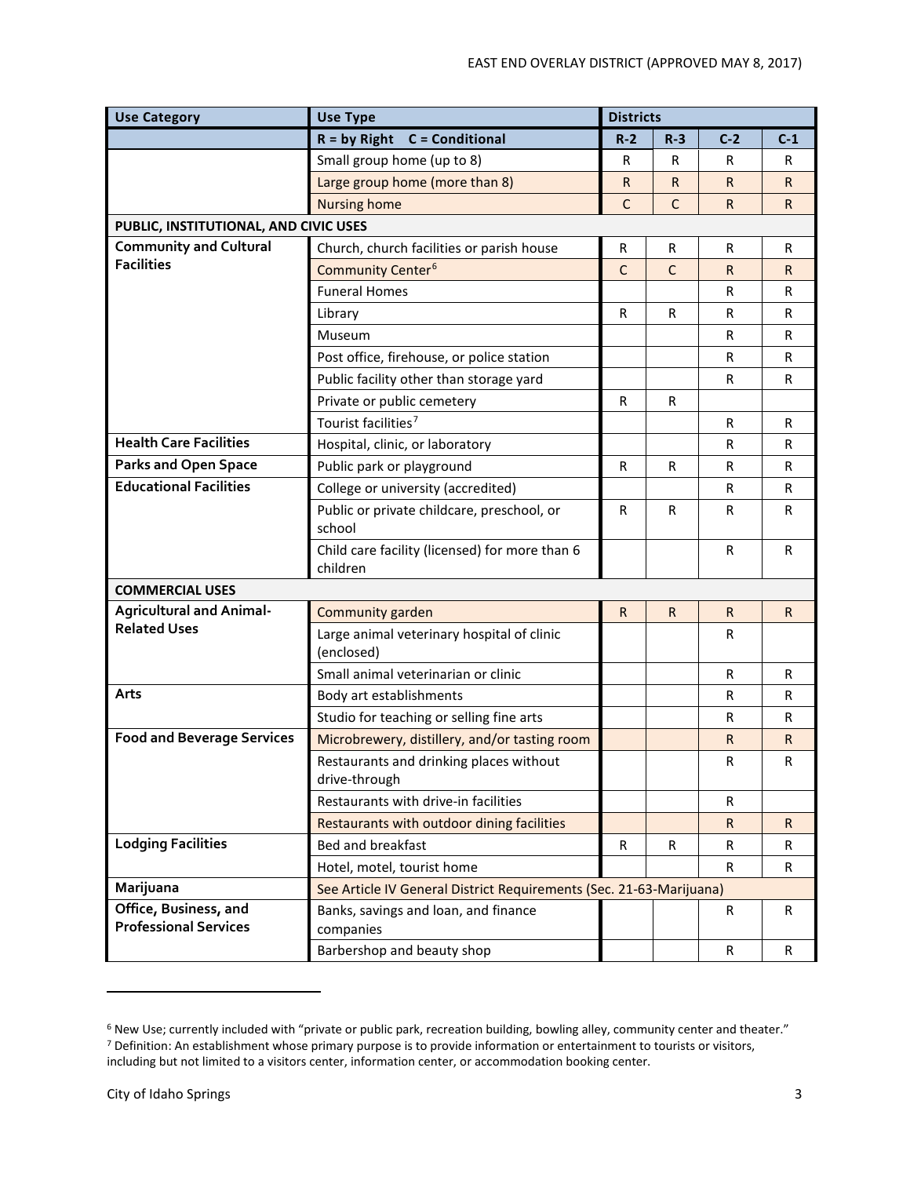| Use Category | Use Type | Districts | | | |
|---|---|---|---|---|---|
| | **R = by Right C = Conditional** | **R-2** | **R-3** | **C-2** | **C-1** |
| | Small group home (up to 8) | R | R | R | R |
| | Large group home (more than 8) | R | R | R | R |
| | Nursing home | C | C | R | R |
| **PUBLIC, INSTITUTIONAL, AND CIVIC USES** | | | | | |
| **Community and Cultural Facilities** | Church, church facilities or parish house | R | R | R | R |
| | Community Center[6] | C | C | R | R |
| | Funeral Homes | | | R | R |
| | Library | R | R | R | R |
| | Museum | | | R | R |
| | Post office, firehouse, or police station | | | R | R |
| | Public facility other than storage yard | | | R | R |
| | Private or public cemetery | R | R | | |
| | Tourist facilities[7] | | | R | R |
| **Health Care Facilities** | Hospital, clinic, or laboratory | | | R | R |
| **Parks and Open Space** | Public park or playground | R | R | R | R |
| **Educational Facilities** | College or university (accredited) | | | R | R |
| | Public or private childcare, preschool, or school | R | R | R | R |
| | Child care facility (licensed) for more than 6 children | | | R | R |
| **COMMERCIAL USES** | | | | | |
| **Agricultural and Animal-Related Uses** | Community garden | R | R | R | R |
| | Large animal veterinary hospital of clinic (enclosed) | | | R | |
| | Small animal veterinarian or clinic | | | R | R |
| **Arts** | Body art establishments | | | R | R |
| | Studio for teaching or selling fine arts | | | R | R |
| **Food and Beverage Services** | Microbrewery, distillery, and/or tasting room | | | R | R |
| | Restaurants and drinking places without drive-through | | | R | R |
| | Restaurants with drive-in facilities | | | R | |
| | Restaurants with outdoor dining facilities | | | R | R |
| **Lodging Facilities** | Bed and breakfast | R | R | R | R |
| | Hotel, motel, tourist home | | | R | R |
| **Marijuana** | See Article IV General District Requirements (Sec. 21-63-Marijuana) | | | | |
| **Office, Business, and Professional Services** | Banks, savings and loan, and finance companies | | | R | R |
| | Barbershop and beauty shop | | | R | R |

[6] New Use; currently included with "private or public park, recreation building, bowling alley, community center and theater."

[7] Definition: An establishment whose primary purpose is to provide information or entertainment to tourists or visitors, including but not limited to a visitors center, information center, or accommodation booking center.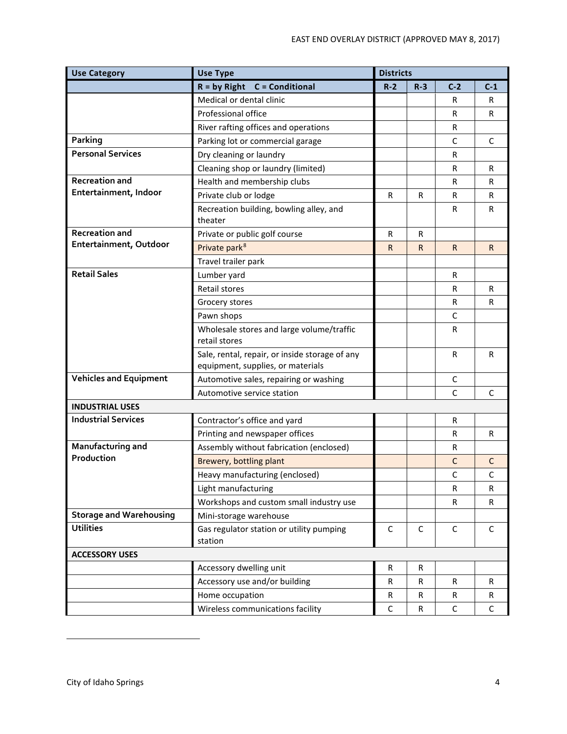| Use Category | Use Type | Districts | | | |
|---|---|---|---|---|---|
| | R = by Right   C = Conditional | R-2 | R-3 | C-2 | C-1 |
| | Medical or dental clinic | | | R | R |
| | Professional office | | | R | R |
| | River rafting offices and operations | | | R | |
| **Parking** | Parking lot or commercial garage | | | C | C |
| **Personal Services** | Dry cleaning or laundry | | | R | |
| | Cleaning shop or laundry (limited) | | | R | R |
| **Recreation and Entertainment, Indoor** | Health and membership clubs | | | R | R |
| | Private club or lodge | R | R | R | R |
| | Recreation building, bowling alley, and theater | | | R | R |
| **Recreation and Entertainment, Outdoor** | Private or public golf course | R | R | | |
| | Private park[8] | R | R | R | R |
| | Travel trailer park | | | | |
| **Retail Sales** | Lumber yard | | | R | |
| | Retail stores | | | R | R |
| | Grocery stores | | | R | R |
| | Pawn shops | | | C | |
| | Wholesale stores and large volume/traffic retail stores | | | R | |
| | Sale, rental, repair, or inside storage of any equipment, supplies, or materials | | | R | R |
| **Vehicles and Equipment** | Automotive sales, repairing or washing | | | C | |
| | Automotive service station | | | C | C |
| **INDUSTRIAL USES** | | | | | |
| **Industrial Services** | Contractor's office and yard | | | R | |
| | Printing and newspaper offices | | | R | R |
| **Manufacturing and Production** | Assembly without fabrication (enclosed) | | | R | |
| | Brewery, bottling plant | | | C | C |
| | Heavy manufacturing (enclosed) | | | C | C |
| | Light manufacturing | | | R | R |
| | Workshops and custom small industry use | | | R | R |
| **Storage and Warehousing** | Mini-storage warehouse | | | | |
| **Utilities** | Gas regulator station or utility pumping station | C | C | C | C |
| **ACCESSORY USES** | | | | | |
| | Accessory dwelling unit | R | R | | |
| | Accessory use and/or building | R | R | R | R |
| | Home occupation | R | R | R | R |
| | Wireless communications facility | C | R | C | C |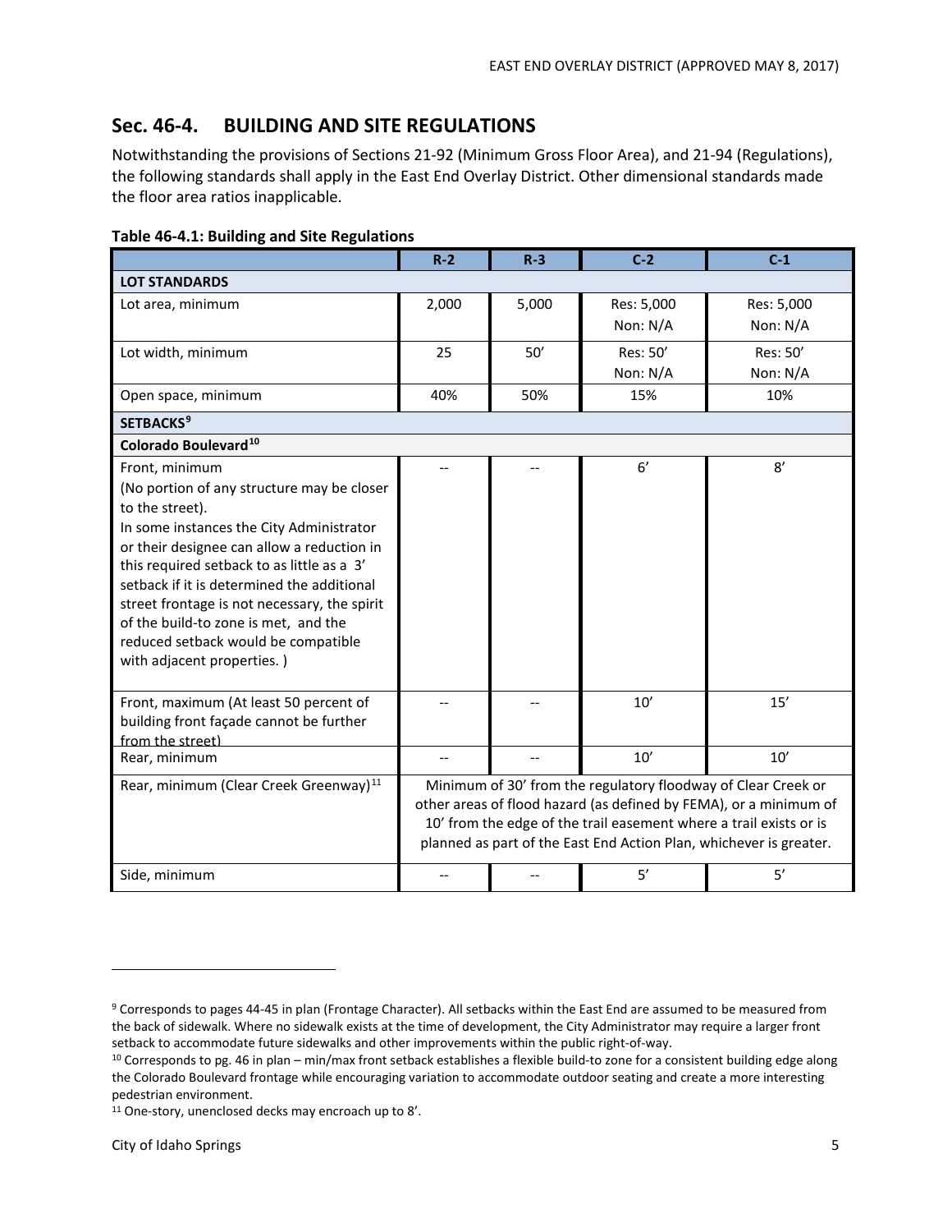## Sec. 46-4. BUILDING AND SITE REGULATIONS

Notwithstanding the provisions of Sections 21-92 (Minimum Gross Floor Area), and 21-94 (Regulations), the following standards shall apply in the East End Overlay District. Other dimensional standards made the floor area ratios inapplicable.

**Table 46-4.1: Building and Site Regulations**

| | R-2 | R-3 | C-2 | C-1 |
|---|---|---|---|---|
| **LOT STANDARDS** | | | | |
| Lot area, minimum | 2,000 | 5,000 | Res: 5,000<br>Non: N/A | Res: 5,000<br>Non: N/A |
| Lot width, minimum | 25 | 50' | Res: 50'<br>Non: N/A | Res: 50'<br>Non: N/A |
| Open space, minimum | 40% | 50% | 15% | 10% |
| **SETBACKS**[9] | | | | |
| **Colorado Boulevard**[10] | | | | |
| Front, minimum<br>(No portion of any structure may be closer to the street).<br>In some instances the City Administrator or their designee can allow a reduction in this required setback to as little as a 3' setback if it is determined the additional street frontage is not necessary, the spirit of the build-to zone is met, and the reduced setback would be compatible with adjacent properties. ) | -- | -- | 6' | 8' |
| Front, maximum (At least 50 percent of building front façade cannot be further from the street) | -- | -- | 10' | 15' |
| Rear, minimum | -- | -- | 10' | 10' |
| Rear, minimum (Clear Creek Greenway)[11] | Minimum of 30' from the regulatory floodway of Clear Creek or other areas of flood hazard (as defined by FEMA), or a minimum of 10' from the edge of the trail easement where a trail exists or is planned as part of the East End Action Plan, whichever is greater. | | | |
| Side, minimum | -- | -- | 5' | 5' |

---

[9] Corresponds to pages 44-45 in plan (Frontage Character). All setbacks within the East End are assumed to be measured from the back of sidewalk. Where no sidewalk exists at the time of development, the City Administrator may require a larger front setback to accommodate future sidewalks and other improvements within the public right-of-way.

[10] Corresponds to pg. 46 in plan – min/max front setback establishes a flexible build-to zone for a consistent building edge along the Colorado Boulevard frontage while encouraging variation to accommodate outdoor seating and create a more interesting pedestrian environment.

[11] One-story, unenclosed decks may encroach up to 8'.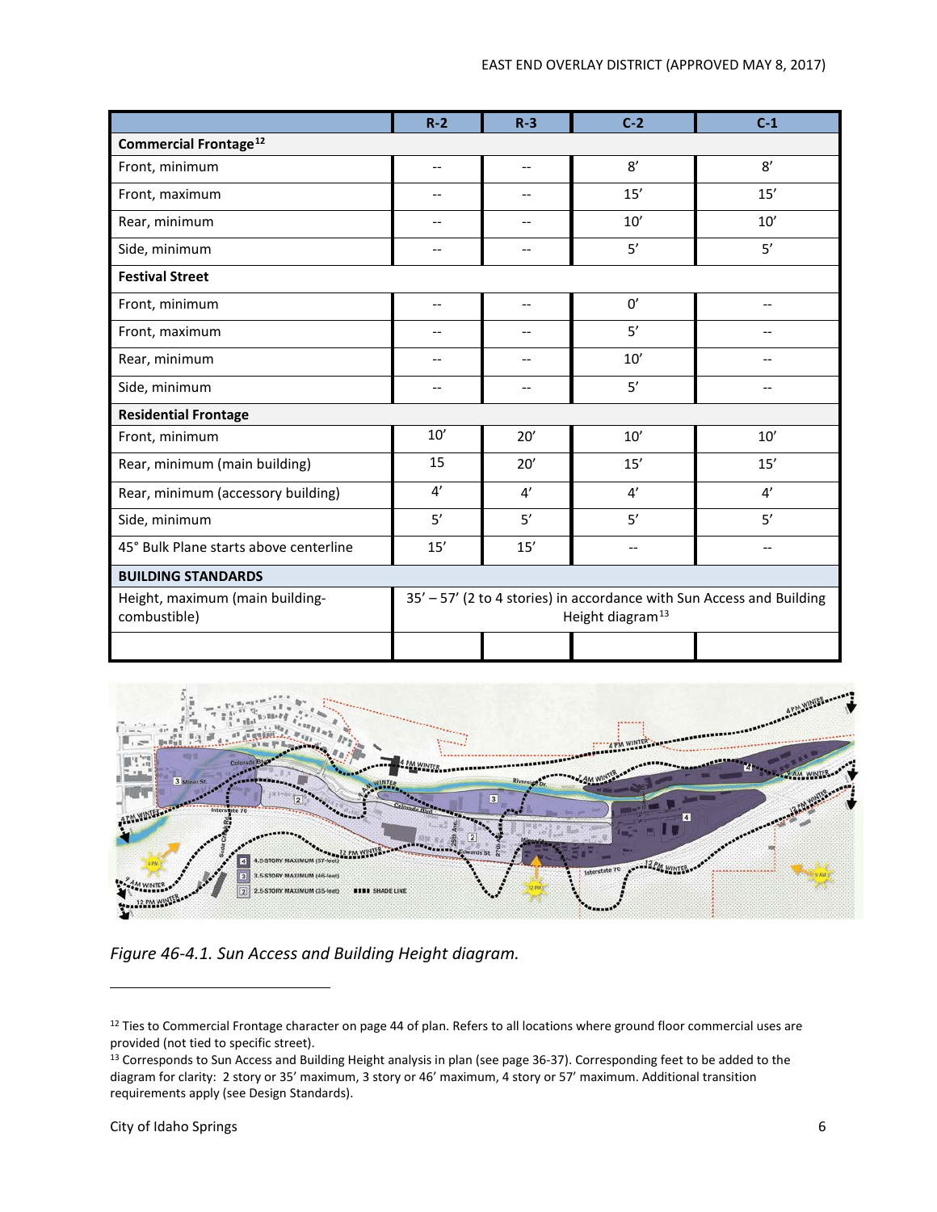| | R-2 | R-3 | C-2 | C-1 |
|---|---|---|---|---|
| **Commercial Frontage**[12] | | | | |
| Front, minimum | -- | -- | 8′ | 8′ |
| Front, maximum | -- | -- | 15′ | 15′ |
| Rear, minimum | -- | -- | 10′ | 10′ |
| Side, minimum | -- | -- | 5′ | 5′ |
| **Festival Street** | | | | |
| Front, minimum | -- | -- | 0′ | -- |
| Front, maximum | -- | -- | 5′ | -- |
| Rear, minimum | -- | -- | 10′ | -- |
| Side, minimum | -- | -- | 5′ | -- |
| **Residential Frontage** | | | | |
| Front, minimum | 10′ | 20′ | 10′ | 10′ |
| Rear, minimum (main building) | 15 | 20′ | 15′ | 15′ |
| Rear, minimum (accessory building) | 4′ | 4′ | 4′ | 4′ |
| Side, minimum | 5′ | 5′ | 5′ | 5′ |
| 45° Bulk Plane starts above centerline | 15′ | 15′ | -- | -- |
| **BUILDING STANDARDS** | | | | |
| Height, maximum (main building-combustible) | 35′ – 57′ (2 to 4 stories) in accordance with Sun Access and Building Height diagram[13] | | | |
| | | | | |

*Figure 46-4.1. Sun Access and Building Height diagram.*

[12] Ties to Commercial Frontage character on page 44 of plan. Refers to all locations where ground floor commercial uses are provided (not tied to specific street).

[13] Corresponds to Sun Access and Building Height analysis in plan (see page 36-37). Corresponding feet to be added to the diagram for clarity: 2 story or 35′ maximum, 3 story or 46′ maximum, 4 story or 57′ maximum. Additional transition requirements apply (see Design Standards).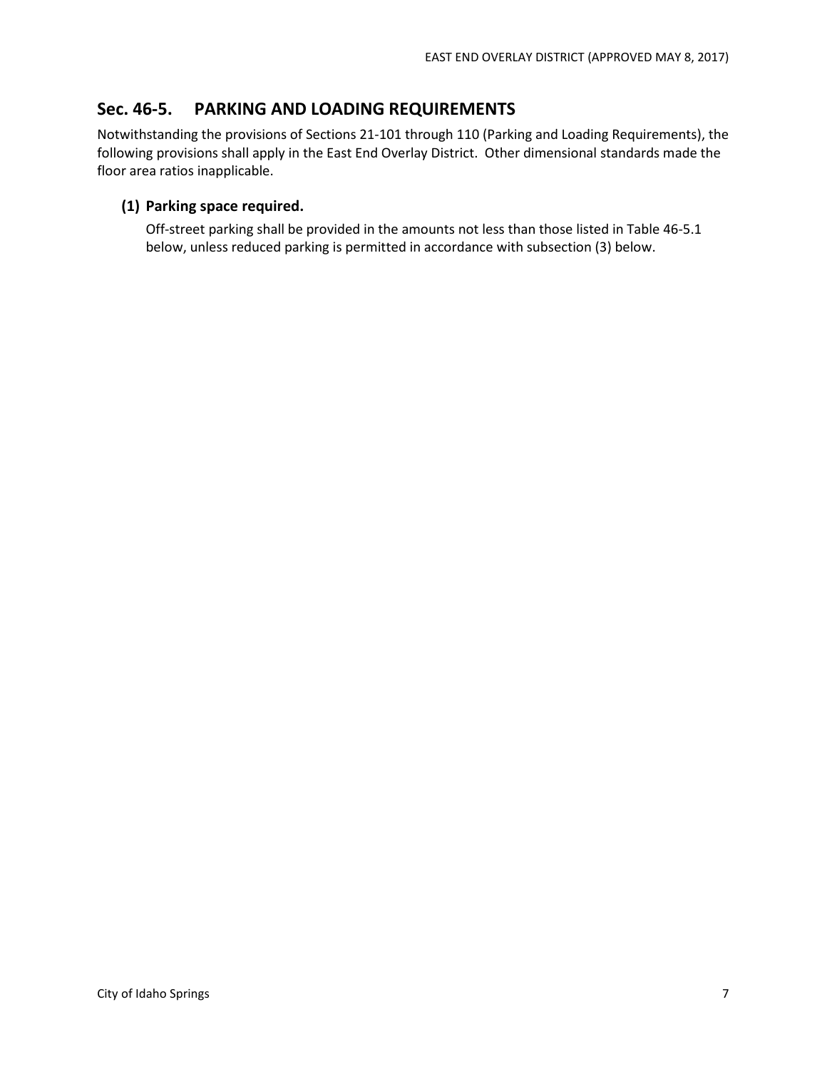## Sec. 46-5. PARKING AND LOADING REQUIREMENTS

Notwithstanding the provisions of Sections 21-101 through 110 (Parking and Loading Requirements), the following provisions shall apply in the East End Overlay District. Other dimensional standards made the floor area ratios inapplicable.

### (1) Parking space required.

Off-street parking shall be provided in the amounts not less than those listed in Table 46-5.1 below, unless reduced parking is permitted in accordance with subsection (3) below.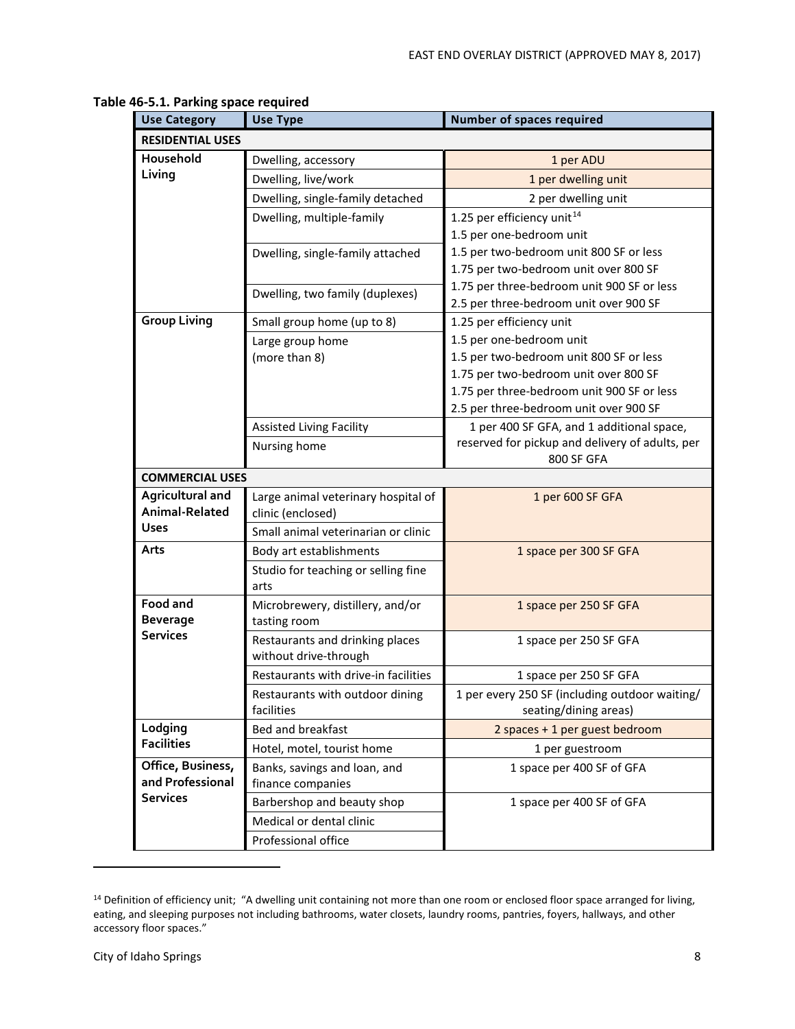**Table 46-5.1. Parking space required**

| Use Category | Use Type | Number of spaces required |
|---|---|---|
| **RESIDENTIAL USES** | | |
| **Household Living** | Dwelling, accessory | 1 per ADU |
| | Dwelling, live/work | 1 per dwelling unit |
| | Dwelling, single-family detached | 2 per dwelling unit |
| | Dwelling, multiple-family<br>Dwelling, single-family attached<br>Dwelling, two family (duplexes) | 1.25 per efficiency unit[14]<br>1.5 per one-bedroom unit<br>1.5 per two-bedroom unit 800 SF or less<br>1.75 per two-bedroom unit over 800 SF<br>1.75 per three-bedroom unit 900 SF or less<br>2.5 per three-bedroom unit over 900 SF |
| **Group Living** | Small group home (up to 8)<br>Large group home (more than 8) | 1.25 per efficiency unit<br>1.5 per one-bedroom unit<br>1.5 per two-bedroom unit 800 SF or less<br>1.75 per two-bedroom unit over 800 SF<br>1.75 per three-bedroom unit 900 SF or less<br>2.5 per three-bedroom unit over 900 SF |
| | Assisted Living Facility<br>Nursing home | 1 per 400 SF GFA, and 1 additional space, reserved for pickup and delivery of adults, per 800 SF GFA |
| **COMMERCIAL USES** | | |
| **Agricultural and Animal-Related Uses** | Large animal veterinary hospital of clinic (enclosed)<br>Small animal veterinarian or clinic | 1 per 600 SF GFA |
| **Arts** | Body art establishments<br>Studio for teaching or selling fine arts | 1 space per 300 SF GFA |
| **Food and Beverage Services** | Microbrewery, distillery, and/or tasting room | 1 space per 250 SF GFA |
| | Restaurants and drinking places without drive-through | 1 space per 250 SF GFA |
| | Restaurants with drive-in facilities | 1 space per 250 SF GFA |
| | Restaurants with outdoor dining facilities | 1 per every 250 SF (including outdoor waiting/ seating/dining areas) |
| **Lodging Facilities** | Bed and breakfast | 2 spaces + 1 per guest bedroom |
| | Hotel, motel, tourist home | 1 per guestroom |
| **Office, Business, and Professional Services** | Banks, savings and loan, and finance companies | 1 space per 400 SF of GFA |
| | Barbershop and beauty shop<br>Medical or dental clinic<br>Professional office | 1 space per 400 SF of GFA |

[14] Definition of efficiency unit; "A dwelling unit containing not more than one room or enclosed floor space arranged for living, eating, and sleeping purposes not including bathrooms, water closets, laundry rooms, pantries, foyers, hallways, and other accessory floor spaces."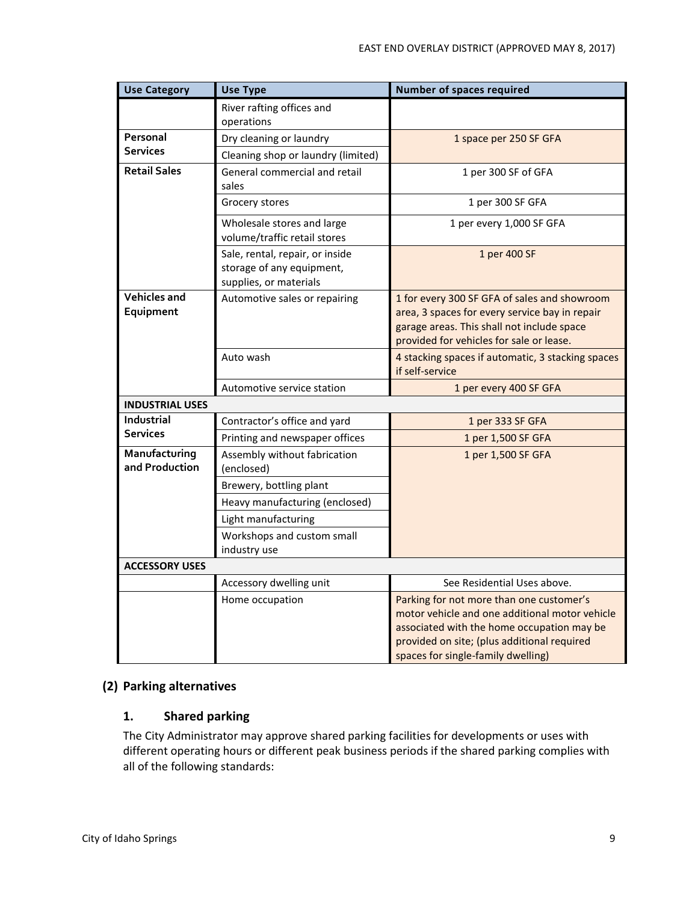| Use Category | Use Type | Number of spaces required |
|---|---|---|
| | River rafting offices and operations | |
| Personal Services | Dry cleaning or laundry | 1 space per 250 SF GFA |
| | Cleaning shop or laundry (limited) | |
| Retail Sales | General commercial and retail sales | 1 per 300 SF of GFA |
| | Grocery stores | 1 per 300 SF GFA |
| | Wholesale stores and large volume/traffic retail stores | 1 per every 1,000 SF GFA |
| | Sale, rental, repair, or inside storage of any equipment, supplies, or materials | 1 per 400 SF |
| Vehicles and Equipment | Automotive sales or repairing | 1 for every 300 SF GFA of sales and showroom area, 3 spaces for every service bay in repair garage areas. This shall not include space provided for vehicles for sale or lease. |
| | Auto wash | 4 stacking spaces if automatic, 3 stacking spaces if self-service |
| | Automotive service station | 1 per every 400 SF GFA |
| **INDUSTRIAL USES** | | |
| Industrial Services | Contractor's office and yard | 1 per 333 SF GFA |
| | Printing and newspaper offices | 1 per 1,500 SF GFA |
| Manufacturing and Production | Assembly without fabrication (enclosed) | 1 per 1,500 SF GFA |
| | Brewery, bottling plant | |
| | Heavy manufacturing (enclosed) | |
| | Light manufacturing | |
| | Workshops and custom small industry use | |
| **ACCESSORY USES** | | |
| | Accessory dwelling unit | See Residential Uses above. |
| | Home occupation | Parking for not more than one customer's motor vehicle and one additional motor vehicle associated with the home occupation may be provided on site; (plus additional required spaces for single-family dwelling) |

## (2) Parking alternatives

### 1. Shared parking

The City Administrator may approve shared parking facilities for developments or uses with different operating hours or different peak business periods if the shared parking complies with all of the following standards: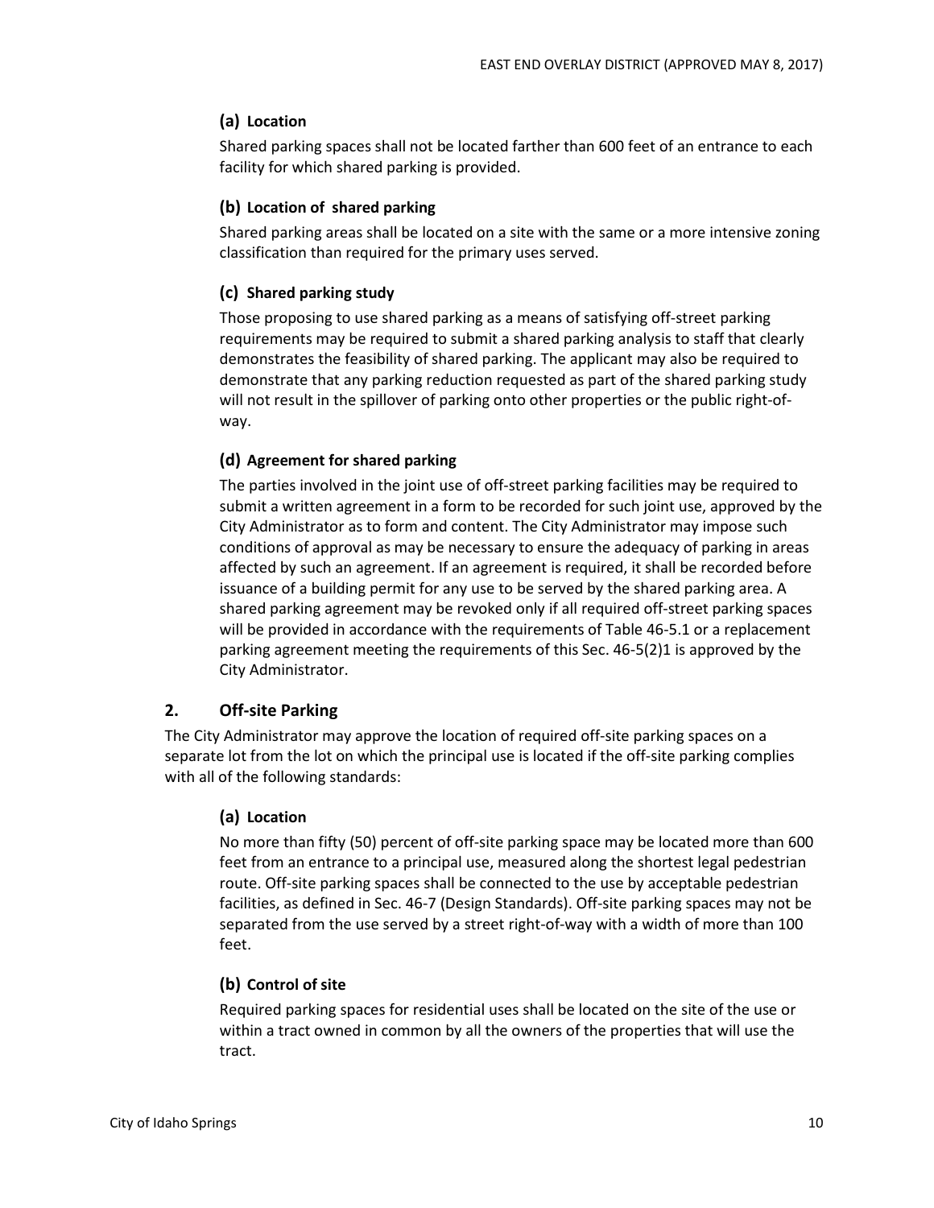#### (a) Location

Shared parking spaces shall not be located farther than 600 feet of an entrance to each facility for which shared parking is provided.

#### (b) Location of shared parking

Shared parking areas shall be located on a site with the same or a more intensive zoning classification than required for the primary uses served.

#### (c) Shared parking study

Those proposing to use shared parking as a means of satisfying off-street parking requirements may be required to submit a shared parking analysis to staff that clearly demonstrates the feasibility of shared parking. The applicant may also be required to demonstrate that any parking reduction requested as part of the shared parking study will not result in the spillover of parking onto other properties or the public right-of-way.

#### (d) Agreement for shared parking

The parties involved in the joint use of off-street parking facilities may be required to submit a written agreement in a form to be recorded for such joint use, approved by the City Administrator as to form and content. The City Administrator may impose such conditions of approval as may be necessary to ensure the adequacy of parking in areas affected by such an agreement. If an agreement is required, it shall be recorded before issuance of a building permit for any use to be served by the shared parking area. A shared parking agreement may be revoked only if all required off-street parking spaces will be provided in accordance with the requirements of Table 46-5.1 or a replacement parking agreement meeting the requirements of this Sec. 46-5(2)1 is approved by the City Administrator.

### 2. Off-site Parking

The City Administrator may approve the location of required off-site parking spaces on a separate lot from the lot on which the principal use is located if the off-site parking complies with all of the following standards:

#### (a) Location

No more than fifty (50) percent of off-site parking space may be located more than 600 feet from an entrance to a principal use, measured along the shortest legal pedestrian route. Off-site parking spaces shall be connected to the use by acceptable pedestrian facilities, as defined in Sec. 46-7 (Design Standards). Off-site parking spaces may not be separated from the use served by a street right-of-way with a width of more than 100 feet.

#### (b) Control of site

Required parking spaces for residential uses shall be located on the site of the use or within a tract owned in common by all the owners of the properties that will use the tract.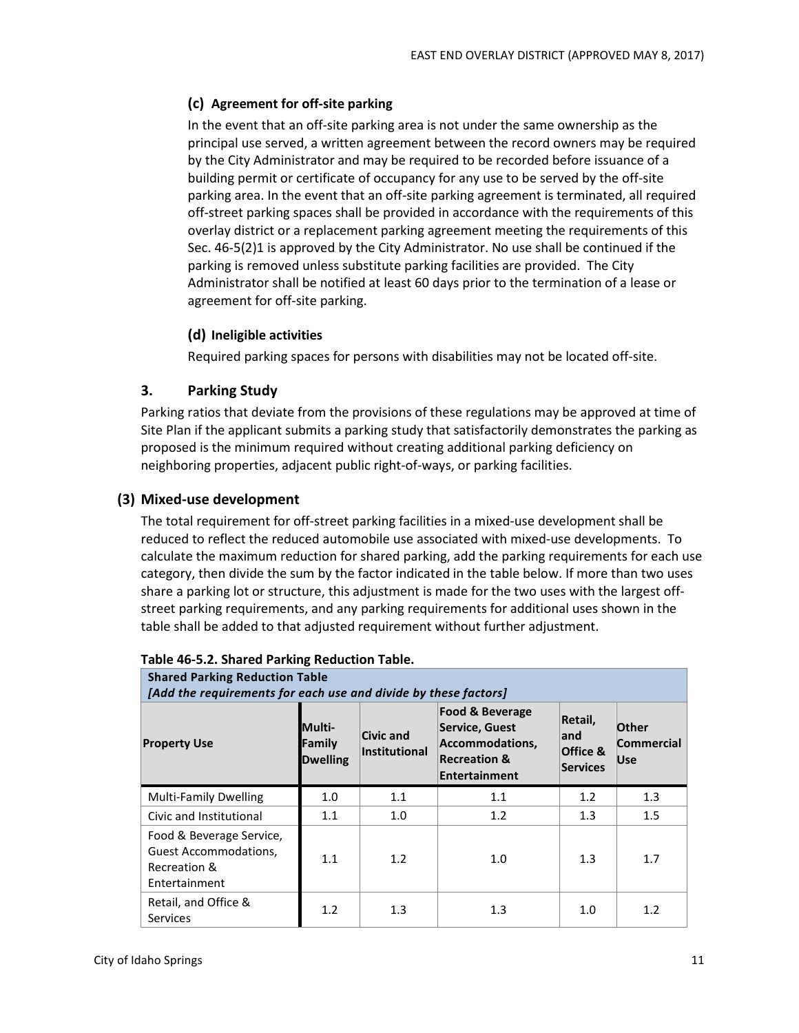#### (c) Agreement for off-site parking

In the event that an off-site parking area is not under the same ownership as the principal use served, a written agreement between the record owners may be required by the City Administrator and may be required to be recorded before issuance of a building permit or certificate of occupancy for any use to be served by the off-site parking area. In the event that an off-site parking agreement is terminated, all required off-street parking spaces shall be provided in accordance with the requirements of this overlay district or a replacement parking agreement meeting the requirements of this Sec. 46-5(2)1 is approved by the City Administrator. No use shall be continued if the parking is removed unless substitute parking facilities are provided. The City Administrator shall be notified at least 60 days prior to the termination of a lease or agreement for off-site parking.

#### (d) Ineligible activities

Required parking spaces for persons with disabilities may not be located off-site.

### 3. Parking Study

Parking ratios that deviate from the provisions of these regulations may be approved at time of Site Plan if the applicant submits a parking study that satisfactorily demonstrates the parking as proposed is the minimum required without creating additional parking deficiency on neighboring properties, adjacent public right-of-ways, or parking facilities.

## (3) Mixed-use development

The total requirement for off-street parking facilities in a mixed-use development shall be reduced to reflect the reduced automobile use associated with mixed-use developments. To calculate the maximum reduction for shared parking, add the parking requirements for each use category, then divide the sum by the factor indicated in the table below. If more than two uses share a parking lot or structure, this adjustment is made for the two uses with the largest off-street parking requirements, and any parking requirements for additional uses shown in the table shall be added to that adjusted requirement without further adjustment.

**Table 46-5.2. Shared Parking Reduction Table.**

| **Shared Parking Reduction Table** *[Add the requirements for each use and divide by these factors]* | | | | | |
|---|---|---|---|---|---|
| **Property Use** | **Multi-Family Dwelling** | **Civic and Institutional** | **Food & Beverage Service, Guest Accommodations, Recreation & Entertainment** | **Retail, and Office & Services** | **Other Commercial Use** |
| Multi-Family Dwelling | 1.0 | 1.1 | 1.1 | 1.2 | 1.3 |
| Civic and Institutional | 1.1 | 1.0 | 1.2 | 1.3 | 1.5 |
| Food & Beverage Service, Guest Accommodations, Recreation & Entertainment | 1.1 | 1.2 | 1.0 | 1.3 | 1.7 |
| Retail, and Office & Services | 1.2 | 1.3 | 1.3 | 1.0 | 1.2 |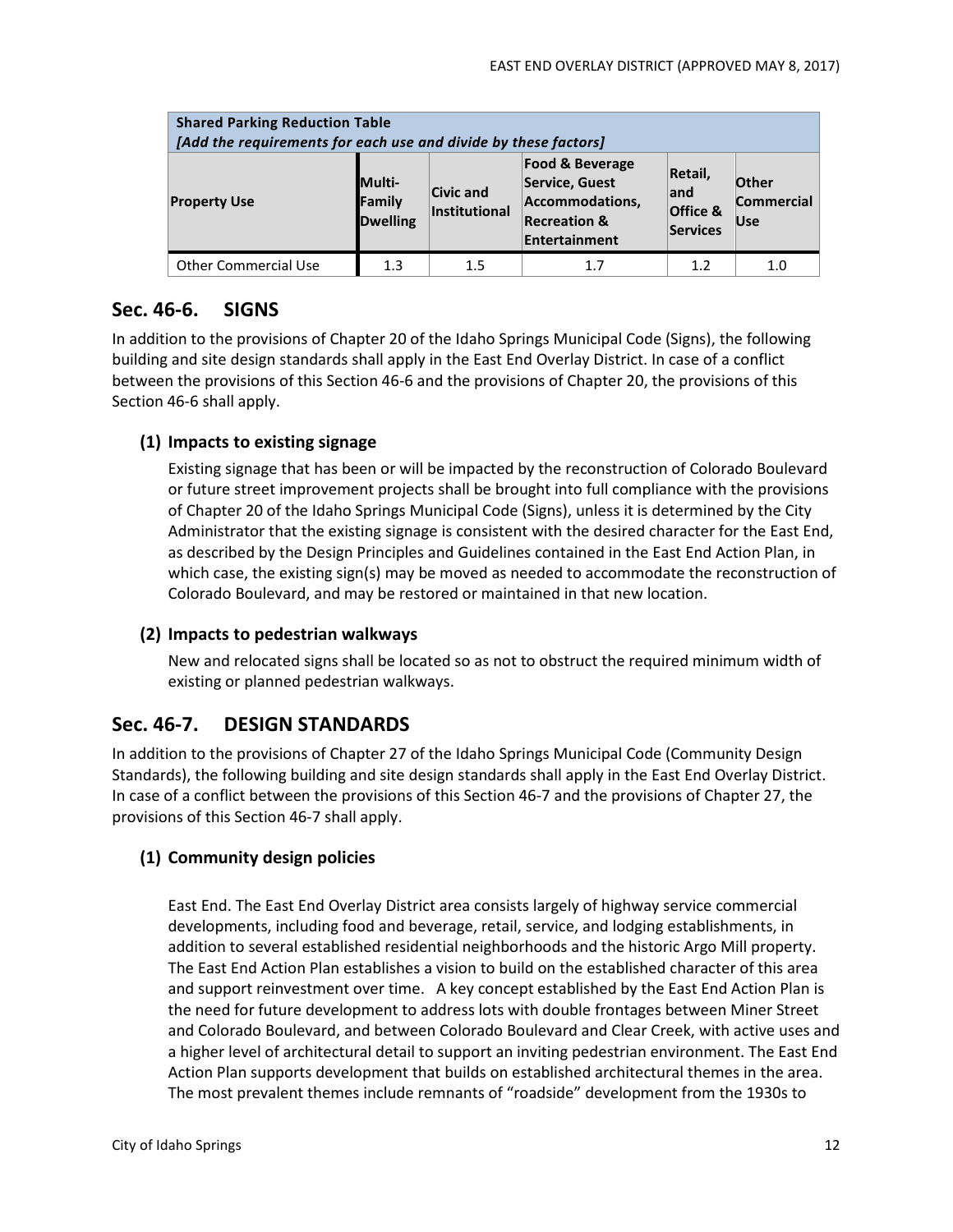| Shared Parking Reduction Table [Add the requirements for each use and divide by these factors] | | | | | |
|---|---|---|---|---|---|
| **Property Use** | **Multi-Family Dwelling** | **Civic and Institutional** | **Food & Beverage Service, Guest Accommodations, Recreation & Entertainment** | **Retail, and Office & Services** | **Other Commercial Use** |
| Other Commercial Use | 1.3 | 1.5 | 1.7 | 1.2 | 1.0 |

## Sec. 46-6. SIGNS

In addition to the provisions of Chapter 20 of the Idaho Springs Municipal Code (Signs), the following building and site design standards shall apply in the East End Overlay District. In case of a conflict between the provisions of this Section 46-6 and the provisions of Chapter 20, the provisions of this Section 46-6 shall apply.

### (1) Impacts to existing signage

Existing signage that has been or will be impacted by the reconstruction of Colorado Boulevard or future street improvement projects shall be brought into full compliance with the provisions of Chapter 20 of the Idaho Springs Municipal Code (Signs), unless it is determined by the City Administrator that the existing signage is consistent with the desired character for the East End, as described by the Design Principles and Guidelines contained in the East End Action Plan, in which case, the existing sign(s) may be moved as needed to accommodate the reconstruction of Colorado Boulevard, and may be restored or maintained in that new location.

### (2) Impacts to pedestrian walkways

New and relocated signs shall be located so as not to obstruct the required minimum width of existing or planned pedestrian walkways.

## Sec. 46-7. DESIGN STANDARDS

In addition to the provisions of Chapter 27 of the Idaho Springs Municipal Code (Community Design Standards), the following building and site design standards shall apply in the East End Overlay District. In case of a conflict between the provisions of this Section 46-7 and the provisions of Chapter 27, the provisions of this Section 46-7 shall apply.

### (1) Community design policies

East End. The East End Overlay District area consists largely of highway service commercial developments, including food and beverage, retail, service, and lodging establishments, in addition to several established residential neighborhoods and the historic Argo Mill property. The East End Action Plan establishes a vision to build on the established character of this area and support reinvestment over time. A key concept established by the East End Action Plan is the need for future development to address lots with double frontages between Miner Street and Colorado Boulevard, and between Colorado Boulevard and Clear Creek, with active uses and a higher level of architectural detail to support an inviting pedestrian environment. The East End Action Plan supports development that builds on established architectural themes in the area. The most prevalent themes include remnants of "roadside" development from the 1930s to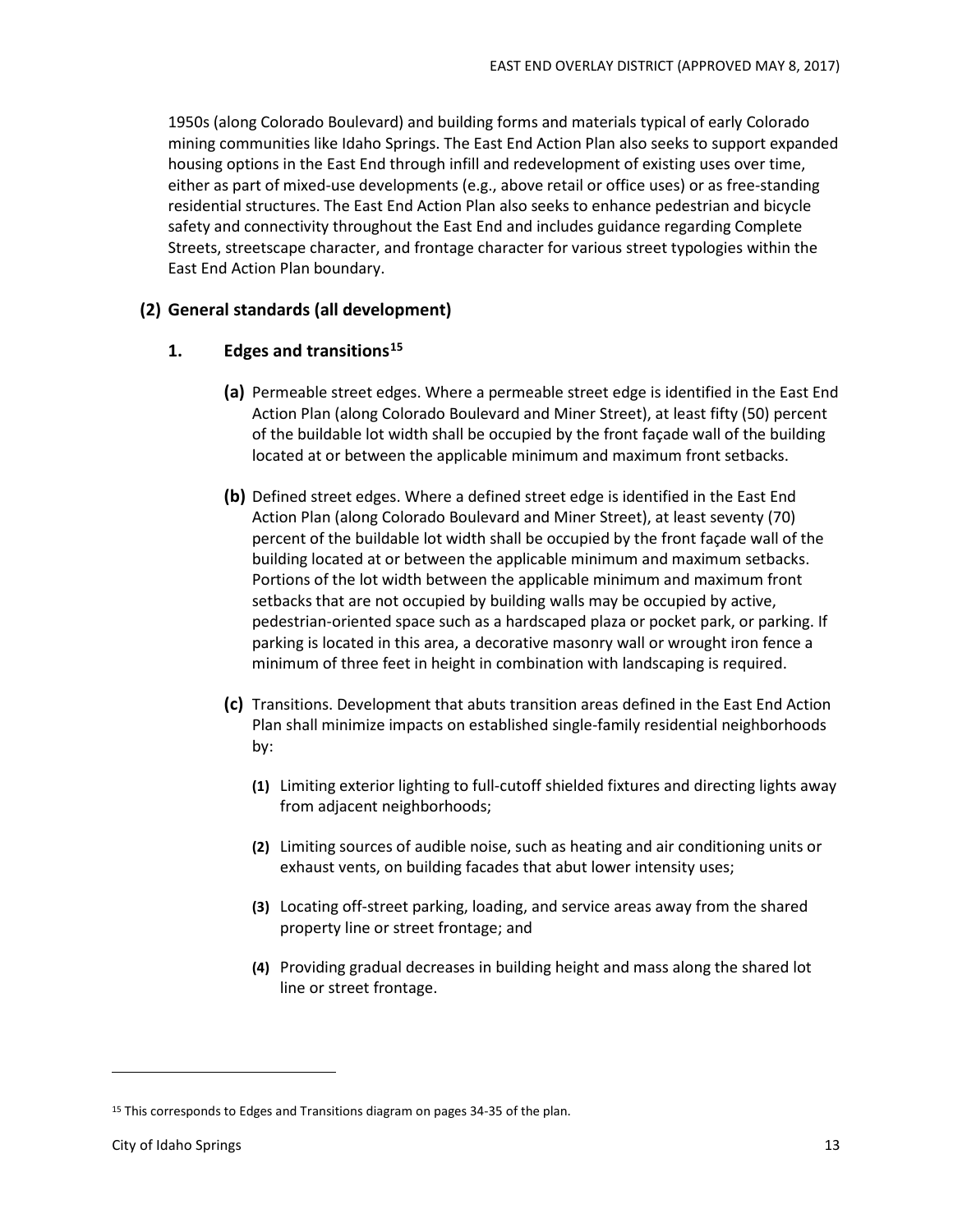1950s (along Colorado Boulevard) and building forms and materials typical of early Colorado mining communities like Idaho Springs. The East End Action Plan also seeks to support expanded housing options in the East End through infill and redevelopment of existing uses over time, either as part of mixed-use developments (e.g., above retail or office uses) or as free-standing residential structures. The East End Action Plan also seeks to enhance pedestrian and bicycle safety and connectivity throughout the East End and includes guidance regarding Complete Streets, streetscape character, and frontage character for various street typologies within the East End Action Plan boundary.

## (2) General standards (all development)

### 1. Edges and transitions[15]

**(a)** Permeable street edges. Where a permeable street edge is identified in the East End Action Plan (along Colorado Boulevard and Miner Street), at least fifty (50) percent of the buildable lot width shall be occupied by the front façade wall of the building located at or between the applicable minimum and maximum front setbacks.

**(b)** Defined street edges. Where a defined street edge is identified in the East End Action Plan (along Colorado Boulevard and Miner Street), at least seventy (70) percent of the buildable lot width shall be occupied by the front façade wall of the building located at or between the applicable minimum and maximum setbacks. Portions of the lot width between the applicable minimum and maximum front setbacks that are not occupied by building walls may be occupied by active, pedestrian-oriented space such as a hardscaped plaza or pocket park, or parking. If parking is located in this area, a decorative masonry wall or wrought iron fence a minimum of three feet in height in combination with landscaping is required.

**(c)** Transitions. Development that abuts transition areas defined in the East End Action Plan shall minimize impacts on established single-family residential neighborhoods by:

- **(1)** Limiting exterior lighting to full-cutoff shielded fixtures and directing lights away from adjacent neighborhoods;
- **(2)** Limiting sources of audible noise, such as heating and air conditioning units or exhaust vents, on building facades that abut lower intensity uses;
- **(3)** Locating off-street parking, loading, and service areas away from the shared property line or street frontage; and
- **(4)** Providing gradual decreases in building height and mass along the shared lot line or street frontage.

---

[15] This corresponds to Edges and Transitions diagram on pages 34-35 of the plan.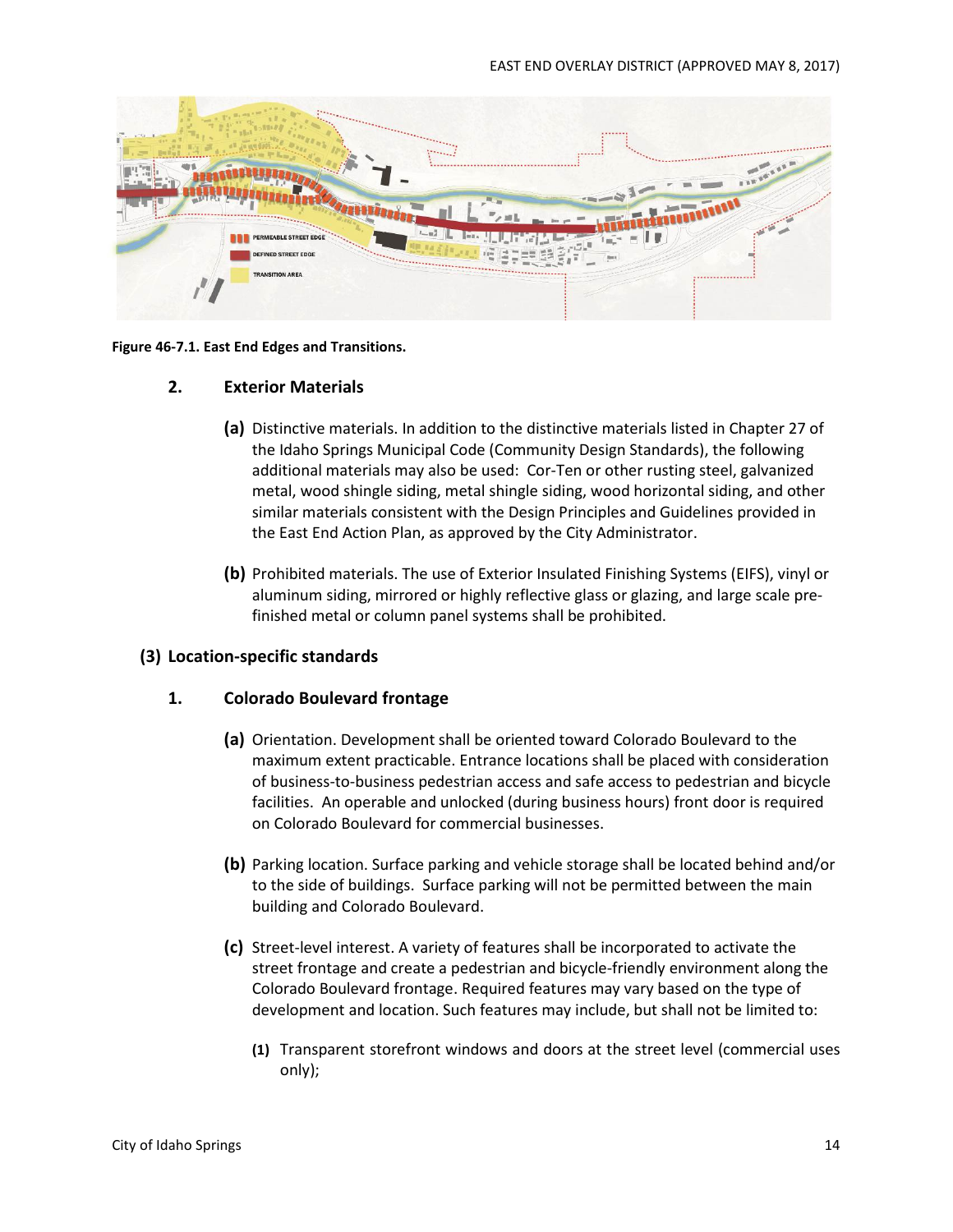Figure 46-7.1. East End Edges and Transitions.

### 2. Exterior Materials

**(a)** Distinctive materials. In addition to the distinctive materials listed in Chapter 27 of the Idaho Springs Municipal Code (Community Design Standards), the following additional materials may also be used: Cor-Ten or other rusting steel, galvanized metal, wood shingle siding, metal shingle siding, wood horizontal siding, and other similar materials consistent with the Design Principles and Guidelines provided in the East End Action Plan, as approved by the City Administrator.

**(b)** Prohibited materials. The use of Exterior Insulated Finishing Systems (EIFS), vinyl or aluminum siding, mirrored or highly reflective glass or glazing, and large scale pre-finished metal or column panel systems shall be prohibited.

## (3) Location-specific standards

### 1. Colorado Boulevard frontage

**(a)** Orientation. Development shall be oriented toward Colorado Boulevard to the maximum extent practicable. Entrance locations shall be placed with consideration of business-to-business pedestrian access and safe access to pedestrian and bicycle facilities. An operable and unlocked (during business hours) front door is required on Colorado Boulevard for commercial businesses.

**(b)** Parking location. Surface parking and vehicle storage shall be located behind and/or to the side of buildings. Surface parking will not be permitted between the main building and Colorado Boulevard.

**(c)** Street-level interest. A variety of features shall be incorporated to activate the street frontage and create a pedestrian and bicycle-friendly environment along the Colorado Boulevard frontage. Required features may vary based on the type of development and location. Such features may include, but shall not be limited to:

**(1)** Transparent storefront windows and doors at the street level (commercial uses only);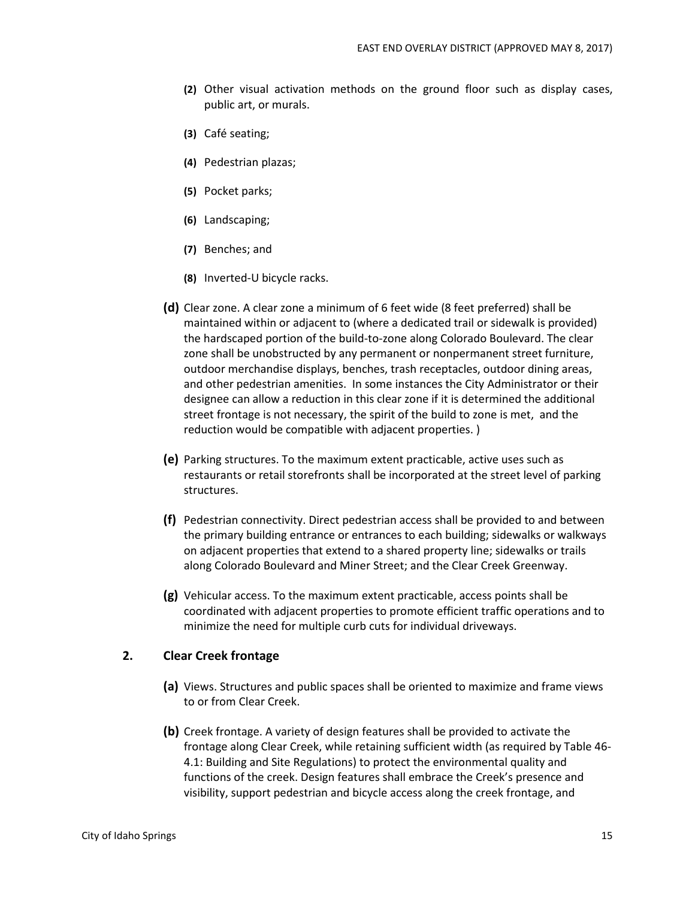- **(2)** Other visual activation methods on the ground floor such as display cases, public art, or murals.
- **(3)** Café seating;
- **(4)** Pedestrian plazas;
- **(5)** Pocket parks;
- **(6)** Landscaping;
- **(7)** Benches; and
- **(8)** Inverted-U bicycle racks.

**(d)** Clear zone. A clear zone a minimum of 6 feet wide (8 feet preferred) shall be maintained within or adjacent to (where a dedicated trail or sidewalk is provided) the hardscaped portion of the build-to-zone along Colorado Boulevard. The clear zone shall be unobstructed by any permanent or nonpermanent street furniture, outdoor merchandise displays, benches, trash receptacles, outdoor dining areas, and other pedestrian amenities. In some instances the City Administrator or their designee can allow a reduction in this clear zone if it is determined the additional street frontage is not necessary, the spirit of the build to zone is met, and the reduction would be compatible with adjacent properties. )

**(e)** Parking structures. To the maximum extent practicable, active uses such as restaurants or retail storefronts shall be incorporated at the street level of parking structures.

**(f)** Pedestrian connectivity. Direct pedestrian access shall be provided to and between the primary building entrance or entrances to each building; sidewalks or walkways on adjacent properties that extend to a shared property line; sidewalks or trails along Colorado Boulevard and Miner Street; and the Clear Creek Greenway.

**(g)** Vehicular access. To the maximum extent practicable, access points shall be coordinated with adjacent properties to promote efficient traffic operations and to minimize the need for multiple curb cuts for individual driveways.

## 2. Clear Creek frontage

**(a)** Views. Structures and public spaces shall be oriented to maximize and frame views to or from Clear Creek.

**(b)** Creek frontage. A variety of design features shall be provided to activate the frontage along Clear Creek, while retaining sufficient width (as required by Table 46-4.1: Building and Site Regulations) to protect the environmental quality and functions of the creek. Design features shall embrace the Creek's presence and visibility, support pedestrian and bicycle access along the creek frontage, and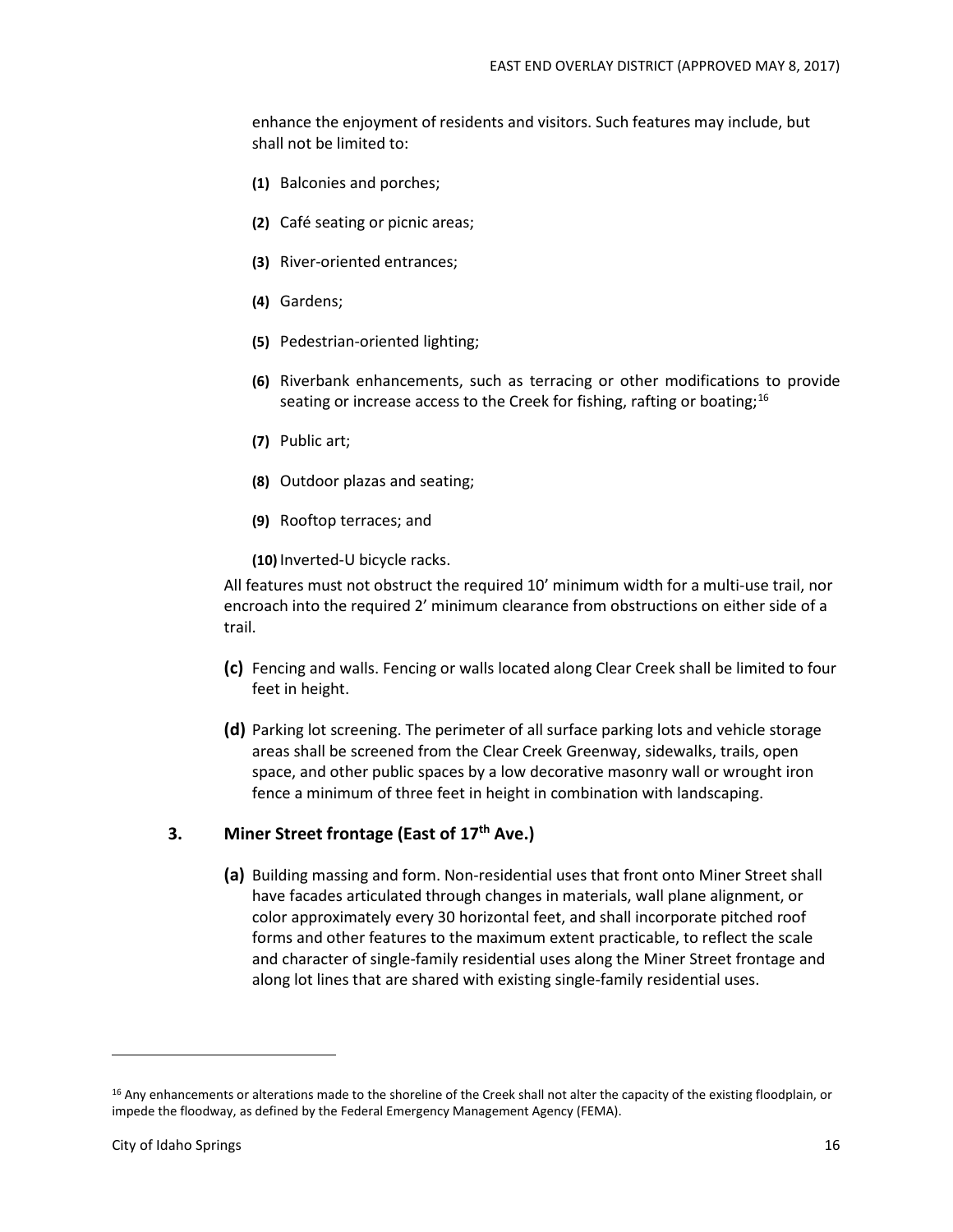enhance the enjoyment of residents and visitors. Such features may include, but shall not be limited to:

**(1)** Balconies and porches;

**(2)** Café seating or picnic areas;

**(3)** River-oriented entrances;

**(4)** Gardens;

**(5)** Pedestrian-oriented lighting;

**(6)** Riverbank enhancements, such as terracing or other modifications to provide seating or increase access to the Creek for fishing, rafting or boating;[16]

**(7)** Public art;

**(8)** Outdoor plazas and seating;

**(9)** Rooftop terraces; and

**(10)** Inverted-U bicycle racks.

All features must not obstruct the required 10' minimum width for a multi-use trail, nor encroach into the required 2' minimum clearance from obstructions on either side of a trail.

**(c)** Fencing and walls. Fencing or walls located along Clear Creek shall be limited to four feet in height.

**(d)** Parking lot screening. The perimeter of all surface parking lots and vehicle storage areas shall be screened from the Clear Creek Greenway, sidewalks, trails, open space, and other public spaces by a low decorative masonry wall or wrought iron fence a minimum of three feet in height in combination with landscaping.

## 3. Miner Street frontage (East of 17th Ave.)

**(a)** Building massing and form. Non-residential uses that front onto Miner Street shall have facades articulated through changes in materials, wall plane alignment, or color approximately every 30 horizontal feet, and shall incorporate pitched roof forms and other features to the maximum extent practicable, to reflect the scale and character of single-family residential uses along the Miner Street frontage and along lot lines that are shared with existing single-family residential uses.

---

[16] Any enhancements or alterations made to the shoreline of the Creek shall not alter the capacity of the existing floodplain, or impede the floodway, as defined by the Federal Emergency Management Agency (FEMA).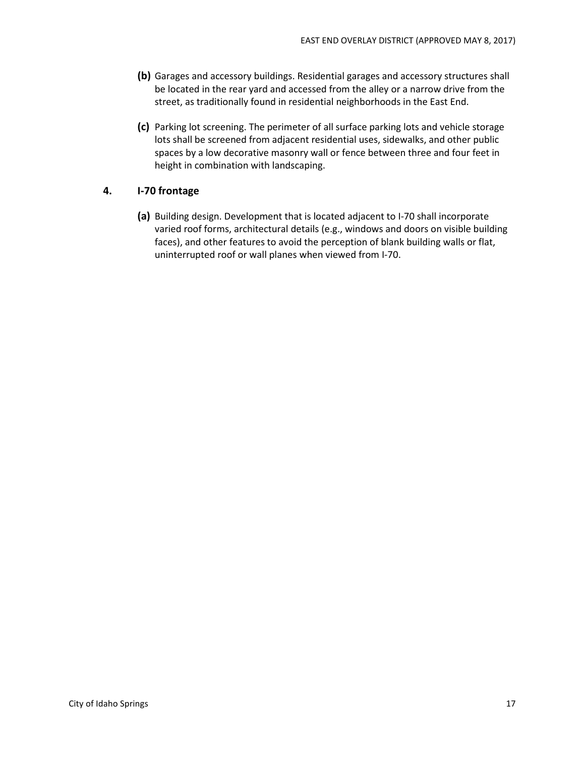**(b)** Garages and accessory buildings. Residential garages and accessory structures shall be located in the rear yard and accessed from the alley or a narrow drive from the street, as traditionally found in residential neighborhoods in the East End.

**(c)** Parking lot screening. The perimeter of all surface parking lots and vehicle storage lots shall be screened from adjacent residential uses, sidewalks, and other public spaces by a low decorative masonry wall or fence between three and four feet in height in combination with landscaping.

### 4. I-70 frontage

**(a)** Building design. Development that is located adjacent to I-70 shall incorporate varied roof forms, architectural details (e.g., windows and doors on visible building faces), and other features to avoid the perception of blank building walls or flat, uninterrupted roof or wall planes when viewed from I-70.